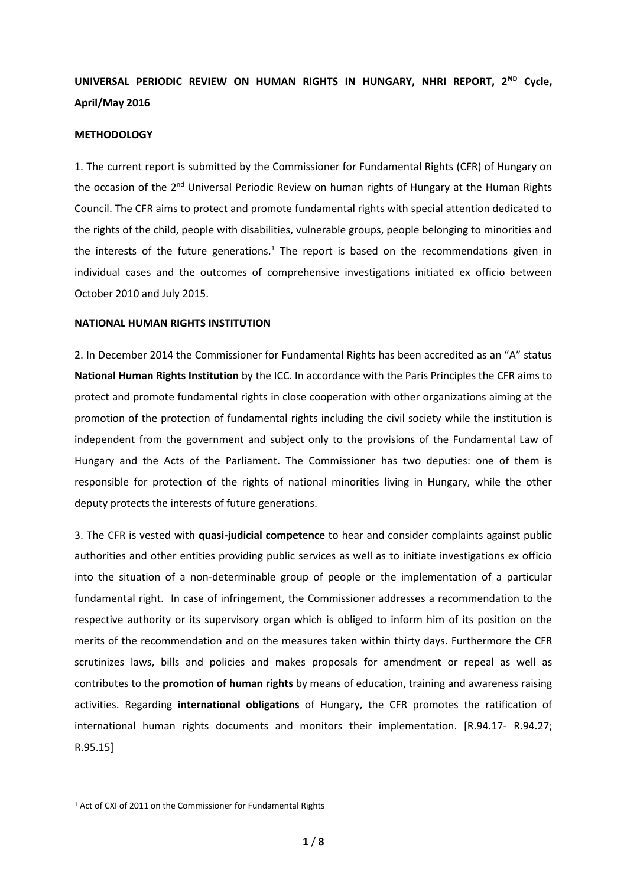**UNIVERSAL PERIODIC REVIEW ON HUMAN RIGHTS IN HUNGARY, NHRI REPORT, 2[ND] Cycle, April/May 2016**

**METHODOLOGY**

1. The current report is submitted by the Commissioner for Fundamental Rights (CFR) of Hungary on the occasion of the 2[nd] Universal Periodic Review on human rights of Hungary at the Human Rights Council. The CFR aims to protect and promote fundamental rights with special attention dedicated to the rights of the child, people with disabilities, vulnerable groups, people belonging to minorities and the interests of the future generations.[1] The report is based on the recommendations given in individual cases and the outcomes of comprehensive investigations initiated ex officio between October 2010 and July 2015.

**NATIONAL HUMAN RIGHTS INSTITUTION**

2. In December 2014 the Commissioner for Fundamental Rights has been accredited as an "A" status **National Human Rights Institution** by the ICC. In accordance with the Paris Principles the CFR aims to protect and promote fundamental rights in close cooperation with other organizations aiming at the promotion of the protection of fundamental rights including the civil society while the institution is independent from the government and subject only to the provisions of the Fundamental Law of Hungary and the Acts of the Parliament. The Commissioner has two deputies: one of them is responsible for protection of the rights of national minorities living in Hungary, while the other deputy protects the interests of future generations.

3. The CFR is vested with **quasi-judicial competence** to hear and consider complaints against public authorities and other entities providing public services as well as to initiate investigations ex officio into the situation of a non-determinable group of people or the implementation of a particular fundamental right. In case of infringement, the Commissioner addresses a recommendation to the respective authority or its supervisory organ which is obliged to inform him of its position on the merits of the recommendation and on the measures taken within thirty days. Furthermore the CFR scrutinizes laws, bills and policies and makes proposals for amendment or repeal as well as contributes to the **promotion of human rights** by means of education, training and awareness raising activities. Regarding **international obligations** of Hungary, the CFR promotes the ratification of international human rights documents and monitors their implementation. [R.94.17- R.94.27; R.95.15]

---

[1] Act of CXI of 2011 on the Commissioner for Fundamental Rights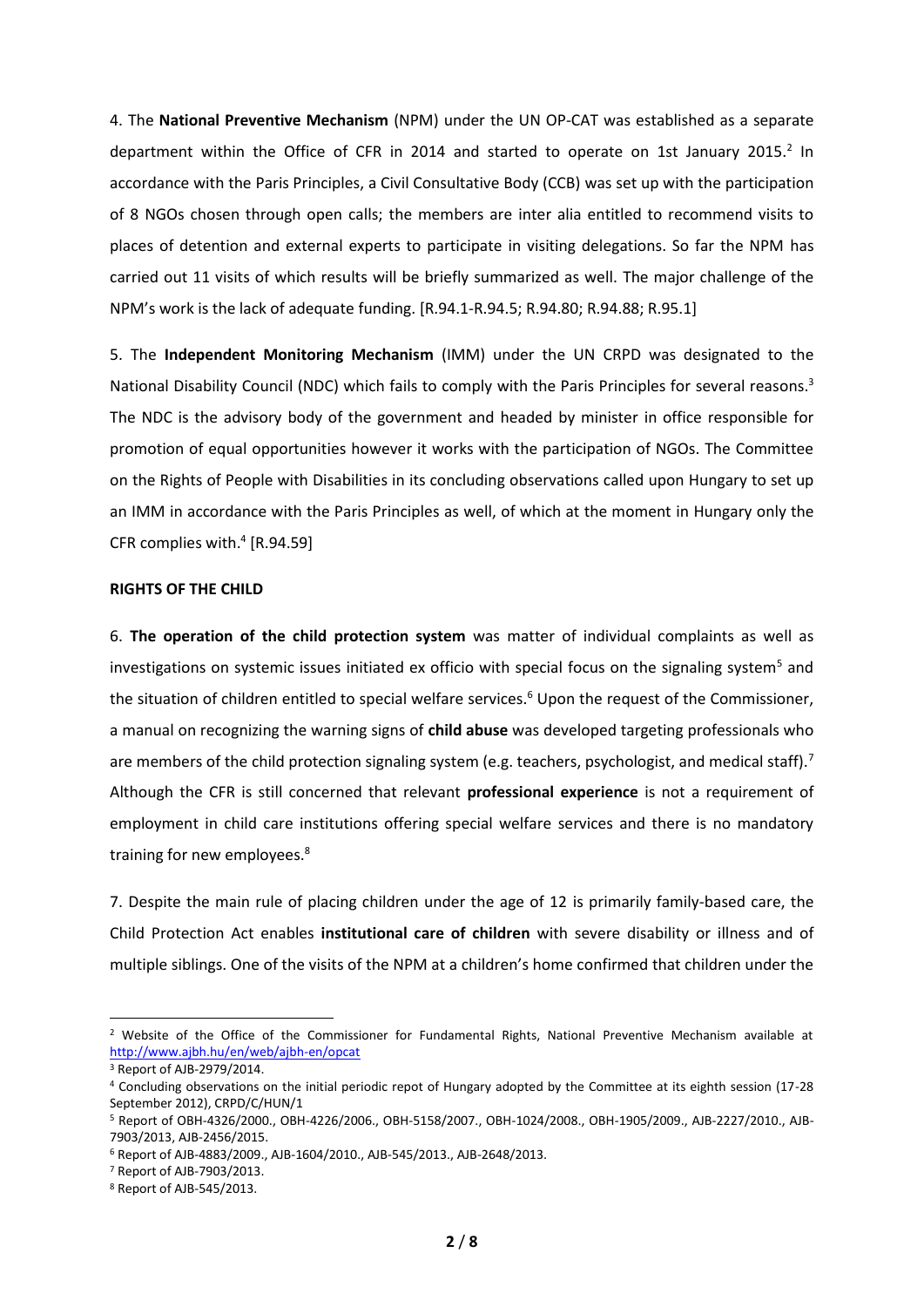4. The **National Preventive Mechanism** (NPM) under the UN OP-CAT was established as a separate department within the Office of CFR in 2014 and started to operate on 1st January 2015.[2] In accordance with the Paris Principles, a Civil Consultative Body (CCB) was set up with the participation of 8 NGOs chosen through open calls; the members are inter alia entitled to recommend visits to places of detention and external experts to participate in visiting delegations. So far the NPM has carried out 11 visits of which results will be briefly summarized as well. The major challenge of the NPM's work is the lack of adequate funding. [R.94.1-R.94.5; R.94.80; R.94.88; R.95.1]

5. The **Independent Monitoring Mechanism** (IMM) under the UN CRPD was designated to the National Disability Council (NDC) which fails to comply with the Paris Principles for several reasons.[3] The NDC is the advisory body of the government and headed by minister in office responsible for promotion of equal opportunities however it works with the participation of NGOs. The Committee on the Rights of People with Disabilities in its concluding observations called upon Hungary to set up an IMM in accordance with the Paris Principles as well, of which at the moment in Hungary only the CFR complies with.[4] [R.94.59]

**RIGHTS OF THE CHILD**

6. **The operation of the child protection system** was matter of individual complaints as well as investigations on systemic issues initiated ex officio with special focus on the signaling system[5] and the situation of children entitled to special welfare services.[6] Upon the request of the Commissioner, a manual on recognizing the warning signs of **child abuse** was developed targeting professionals who are members of the child protection signaling system (e.g. teachers, psychologist, and medical staff).[7] Although the CFR is still concerned that relevant **professional experience** is not a requirement of employment in child care institutions offering special welfare services and there is no mandatory training for new employees.[8]

7. Despite the main rule of placing children under the age of 12 is primarily family-based care, the Child Protection Act enables **institutional care of children** with severe disability or illness and of multiple siblings. One of the visits of the NPM at a children's home confirmed that children under the

---

[2] Website of the Office of the Commissioner for Fundamental Rights, National Preventive Mechanism available at http://www.ajbh.hu/en/web/ajbh-en/opcat

[3] Report of AJB-2979/2014.

[4] Concluding observations on the initial periodic repot of Hungary adopted by the Committee at its eighth session (17-28 September 2012), CRPD/C/HUN/1

[5] Report of OBH-4326/2000., OBH-4226/2006., OBH-5158/2007., OBH-1024/2008., OBH-1905/2009., AJB-2227/2010., AJB-7903/2013, AJB-2456/2015.

[6] Report of AJB-4883/2009., AJB-1604/2010., AJB-545/2013., AJB-2648/2013.

[7] Report of AJB-7903/2013.

[8] Report of AJB-545/2013.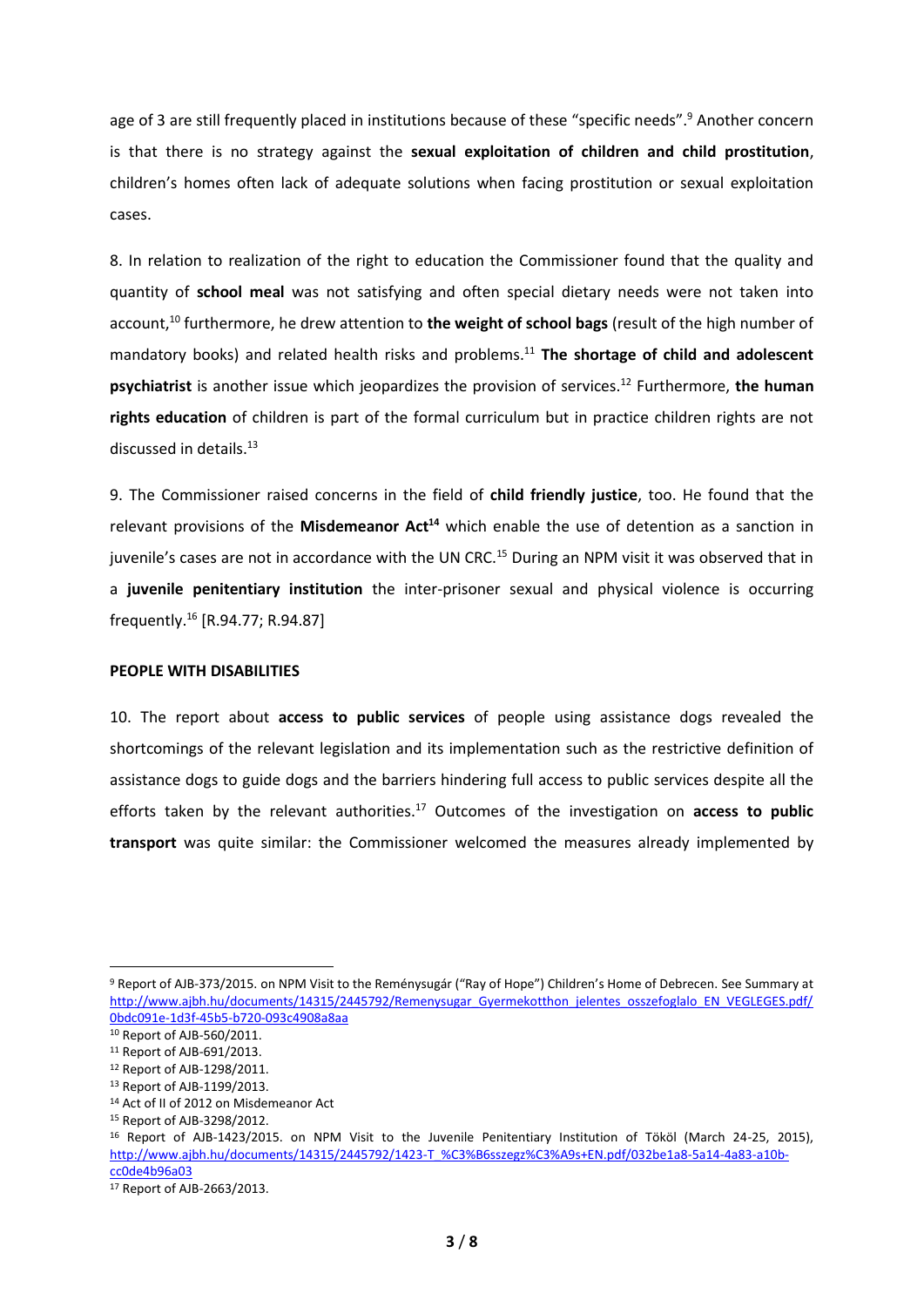age of 3 are still frequently placed in institutions because of these "specific needs".[9] Another concern is that there is no strategy against the **sexual exploitation of children and child prostitution**, children's homes often lack of adequate solutions when facing prostitution or sexual exploitation cases.

8. In relation to realization of the right to education the Commissioner found that the quality and quantity of **school meal** was not satisfying and often special dietary needs were not taken into account,[10] furthermore, he drew attention to **the weight of school bags** (result of the high number of mandatory books) and related health risks and problems.[11] **The shortage of child and adolescent psychiatrist** is another issue which jeopardizes the provision of services.[12] Furthermore, **the human rights education** of children is part of the formal curriculum but in practice children rights are not discussed in details.[13]

9. The Commissioner raised concerns in the field of **child friendly justice**, too. He found that the relevant provisions of the **Misdemeanor Act**[14] which enable the use of detention as a sanction in juvenile's cases are not in accordance with the UN CRC.[15] During an NPM visit it was observed that in a **juvenile penitentiary institution** the inter-prisoner sexual and physical violence is occurring frequently.[16] [R.94.77; R.94.87]

## PEOPLE WITH DISABILITIES

10. The report about **access to public services** of people using assistance dogs revealed the shortcomings of the relevant legislation and its implementation such as the restrictive definition of assistance dogs to guide dogs and the barriers hindering full access to public services despite all the efforts taken by the relevant authorities.[17] Outcomes of the investigation on **access to public transport** was quite similar: the Commissioner welcomed the measures already implemented by

---

[9] Report of AJB-373/2015. on NPM Visit to the Reménysugár ("Ray of Hope") Children's Home of Debrecen. See Summary at http://www.ajbh.hu/documents/14315/2445792/Remenysugar_Gyermekotthon_jelentes_osszefoglalo_EN_VEGLEGES.pdf/0bdc091e-1d3f-45b5-b720-093c4908a8aa

[10] Report of AJB-560/2011.

[11] Report of AJB-691/2013.

[12] Report of AJB-1298/2011.

[13] Report of AJB-1199/2013.

[14] Act of II of 2012 on Misdemeanor Act

[15] Report of AJB-3298/2012.

[16] Report of AJB-1423/2015. on NPM Visit to the Juvenile Penitentiary Institution of Tököl (March 24-25, 2015), http://www.ajbh.hu/documents/14315/2445792/1423-T_%C3%B6sszegz%C3%A9s+EN.pdf/032be1a8-5a14-4a83-a10b-cc0de4b96a03

[17] Report of AJB-2663/2013.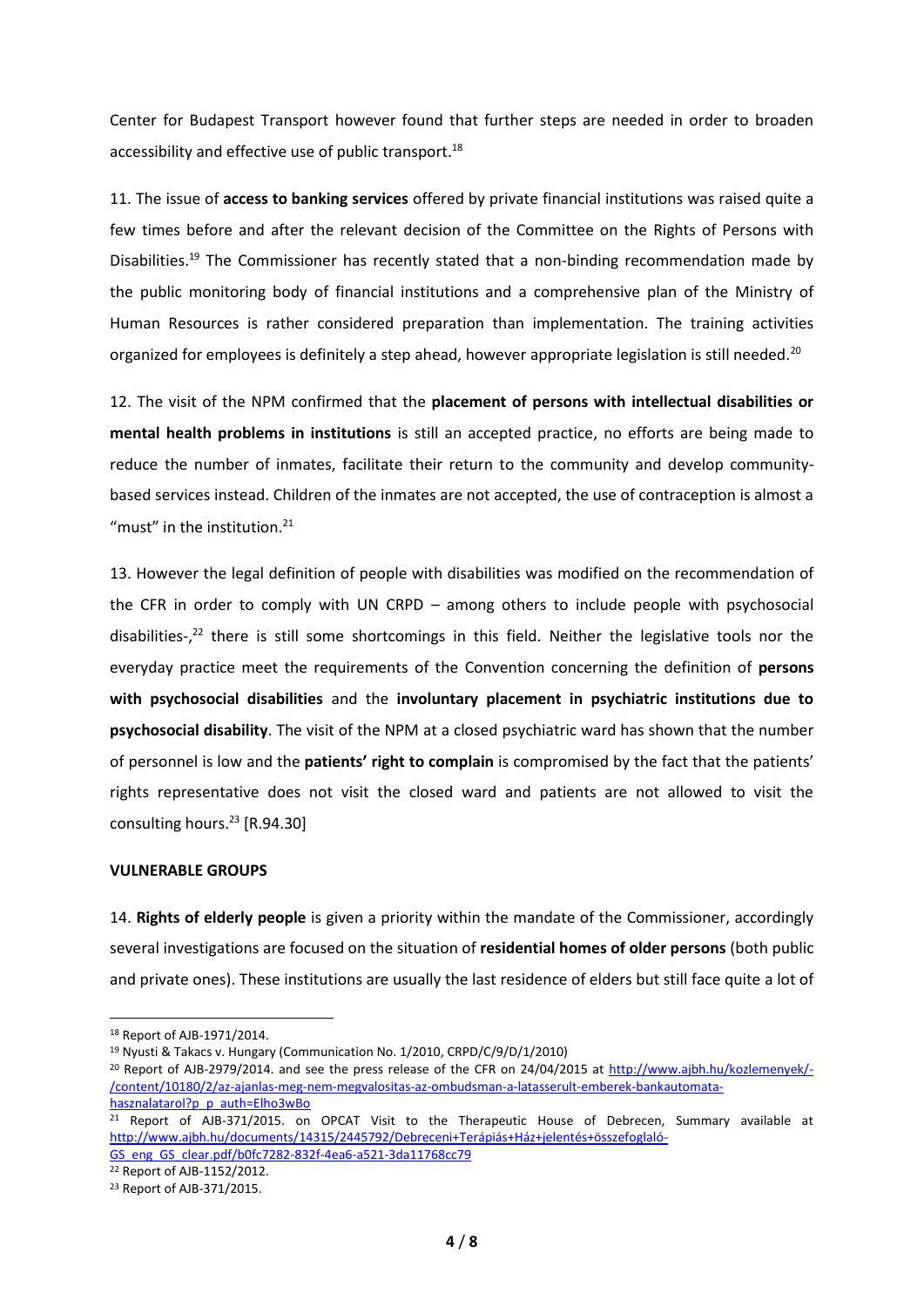Center for Budapest Transport however found that further steps are needed in order to broaden accessibility and effective use of public transport.[18]

11. The issue of **access to banking services** offered by private financial institutions was raised quite a few times before and after the relevant decision of the Committee on the Rights of Persons with Disabilities.[19] The Commissioner has recently stated that a non-binding recommendation made by the public monitoring body of financial institutions and a comprehensive plan of the Ministry of Human Resources is rather considered preparation than implementation. The training activities organized for employees is definitely a step ahead, however appropriate legislation is still needed.[20]

12. The visit of the NPM confirmed that the **placement of persons with intellectual disabilities or mental health problems in institutions** is still an accepted practice, no efforts are being made to reduce the number of inmates, facilitate their return to the community and develop community-based services instead. Children of the inmates are not accepted, the use of contraception is almost a "must" in the institution.[21]

13. However the legal definition of people with disabilities was modified on the recommendation of the CFR in order to comply with UN CRPD – among others to include people with psychosocial disabilities-,[22] there is still some shortcomings in this field. Neither the legislative tools nor the everyday practice meet the requirements of the Convention concerning the definition of **persons with psychosocial disabilities** and the **involuntary placement in psychiatric institutions due to psychosocial disability**. The visit of the NPM at a closed psychiatric ward has shown that the number of personnel is low and the **patients' right to complain** is compromised by the fact that the patients' rights representative does not visit the closed ward and patients are not allowed to visit the consulting hours.[23] [R.94.30]

**VULNERABLE GROUPS**

14. **Rights of elderly people** is given a priority within the mandate of the Commissioner, accordingly several investigations are focused on the situation of **residential homes of older persons** (both public and private ones). These institutions are usually the last residence of elders but still face quite a lot of

---

[18] Report of AJB-1971/2014.

[19] Nyusti & Takacs v. Hungary (Communication No. 1/2010, CRPD/C/9/D/1/2010)

[20] Report of AJB-2979/2014. and see the press release of the CFR on 24/04/2015 at http://www.ajbh.hu/kozlemenyek/-/content/10180/2/az-ajanlas-meg-nem-megvalositas-az-ombudsman-a-latasserult-emberek-bankautomata-hasznalatarol?p_p_auth=Elho3wBo

[21] Report of AJB-371/2015. on OPCAT Visit to the Therapeutic House of Debrecen, Summary available at http://www.ajbh.hu/documents/14315/2445792/Debreceni+Terápiás+Ház+jelentés+összefoglaló-GS_eng_GS_clear.pdf/b0fc7282-832f-4ea6-a521-3da11768cc79

[22] Report of AJB-1152/2012.

[23] Report of AJB-371/2015.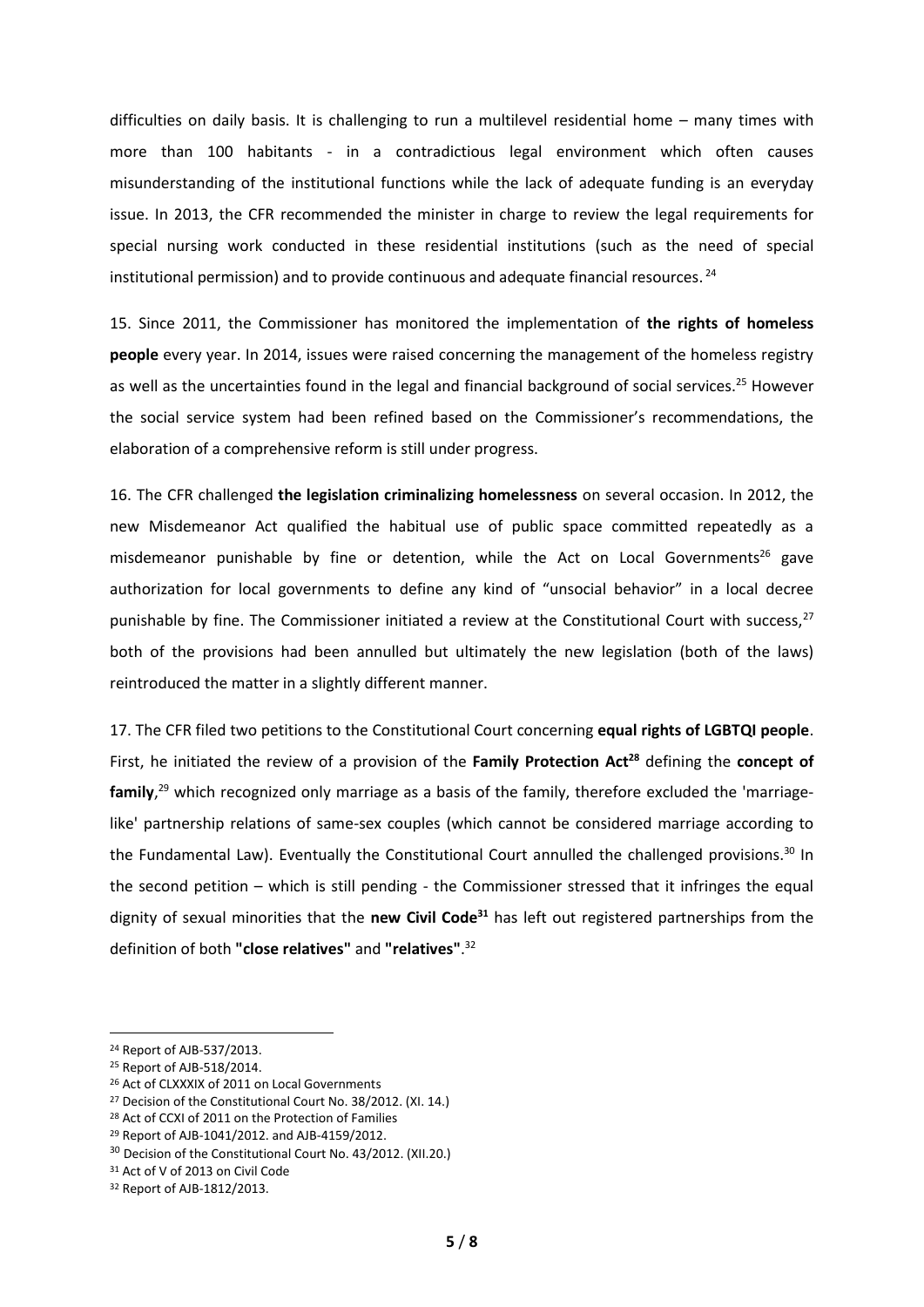difficulties on daily basis. It is challenging to run a multilevel residential home – many times with more than 100 habitants - in a contradictious legal environment which often causes misunderstanding of the institutional functions while the lack of adequate funding is an everyday issue. In 2013, the CFR recommended the minister in charge to review the legal requirements for special nursing work conducted in these residential institutions (such as the need of special institutional permission) and to provide continuous and adequate financial resources. [24]

15. Since 2011, the Commissioner has monitored the implementation of **the rights of homeless people** every year. In 2014, issues were raised concerning the management of the homeless registry as well as the uncertainties found in the legal and financial background of social services.[25] However the social service system had been refined based on the Commissioner's recommendations, the elaboration of a comprehensive reform is still under progress.

16. The CFR challenged **the legislation criminalizing homelessness** on several occasion. In 2012, the new Misdemeanor Act qualified the habitual use of public space committed repeatedly as a misdemeanor punishable by fine or detention, while the Act on Local Governments[26] gave authorization for local governments to define any kind of "unsocial behavior" in a local decree punishable by fine. The Commissioner initiated a review at the Constitutional Court with success,[27] both of the provisions had been annulled but ultimately the new legislation (both of the laws) reintroduced the matter in a slightly different manner.

17. The CFR filed two petitions to the Constitutional Court concerning **equal rights of LGBTQI people**. First, he initiated the review of a provision of the **Family Protection Act**[28] defining the **concept of family**,[29] which recognized only marriage as a basis of the family, therefore excluded the 'marriage-like' partnership relations of same-sex couples (which cannot be considered marriage according to the Fundamental Law). Eventually the Constitutional Court annulled the challenged provisions.[30] In the second petition – which is still pending - the Commissioner stressed that it infringes the equal dignity of sexual minorities that the **new Civil Code**[31] has left out registered partnerships from the definition of both **"close relatives"** and **"relatives"**.[32]

---

[24] Report of AJB-537/2013.

[25] Report of AJB-518/2014.

[26] Act of CLXXXIX of 2011 on Local Governments

[27] Decision of the Constitutional Court No. 38/2012. (XI. 14.)

[28] Act of CCXI of 2011 on the Protection of Families

[29] Report of AJB-1041/2012. and AJB-4159/2012.

[30] Decision of the Constitutional Court No. 43/2012. (XII.20.)

[31] Act of V of 2013 on Civil Code

[32] Report of AJB-1812/2013.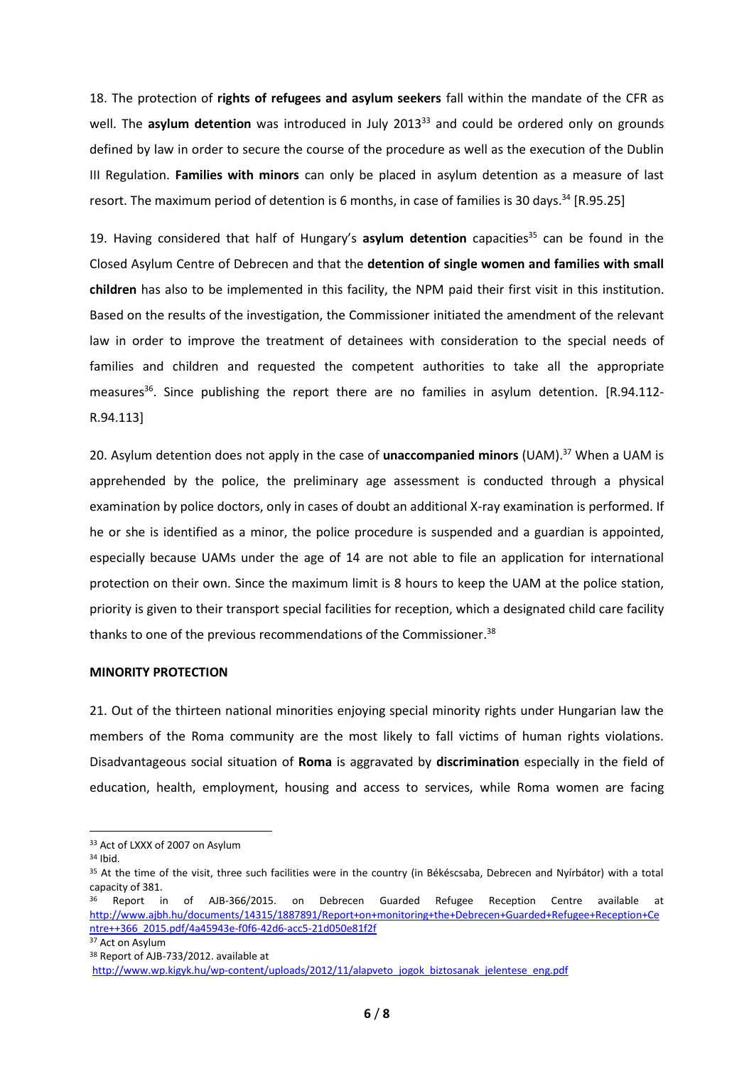18. The protection of **rights of refugees and asylum seekers** fall within the mandate of the CFR as well. The **asylum detention** was introduced in July 2013[33] and could be ordered only on grounds defined by law in order to secure the course of the procedure as well as the execution of the Dublin III Regulation. **Families with minors** can only be placed in asylum detention as a measure of last resort. The maximum period of detention is 6 months, in case of families is 30 days.[34] [R.95.25]

19. Having considered that half of Hungary's **asylum detention** capacities[35] can be found in the Closed Asylum Centre of Debrecen and that the **detention of single women and families with small children** has also to be implemented in this facility, the NPM paid their first visit in this institution. Based on the results of the investigation, the Commissioner initiated the amendment of the relevant law in order to improve the treatment of detainees with consideration to the special needs of families and children and requested the competent authorities to take all the appropriate measures[36]. Since publishing the report there are no families in asylum detention. [R.94.112-R.94.113]

20. Asylum detention does not apply in the case of **unaccompanied minors** (UAM).[37] When a UAM is apprehended by the police, the preliminary age assessment is conducted through a physical examination by police doctors, only in cases of doubt an additional X-ray examination is performed. If he or she is identified as a minor, the police procedure is suspended and a guardian is appointed, especially because UAMs under the age of 14 are not able to file an application for international protection on their own. Since the maximum limit is 8 hours to keep the UAM at the police station, priority is given to their transport special facilities for reception, which a designated child care facility thanks to one of the previous recommendations of the Commissioner.[38]

**MINORITY PROTECTION**

21. Out of the thirteen national minorities enjoying special minority rights under Hungarian law the members of the Roma community are the most likely to fall victims of human rights violations. Disadvantageous social situation of **Roma** is aggravated by **discrimination** especially in the field of education, health, employment, housing and access to services, while Roma women are facing

---

[33] Act of LXXX of 2007 on Asylum

[34] Ibid.

[35] At the time of the visit, three such facilities were in the country (in Békéscsaba, Debrecen and Nyírbátor) with a total capacity of 381.

[36] Report in of AJB-366/2015. on Debrecen Guarded Refugee Reception Centre available at http://www.ajbh.hu/documents/14315/1887891/Report+on+monitoring+the+Debrecen+Guarded+Refugee+Reception+Centre++366_2015.pdf/4a45943e-f0f6-42d6-acc5-21d050e81f2f

[37] Act on Asylum

[38] Report of AJB-733/2012. available at http://www.wp.kigyk.hu/wp-content/uploads/2012/11/alapveto_jogok_biztosanak_jelentese_eng.pdf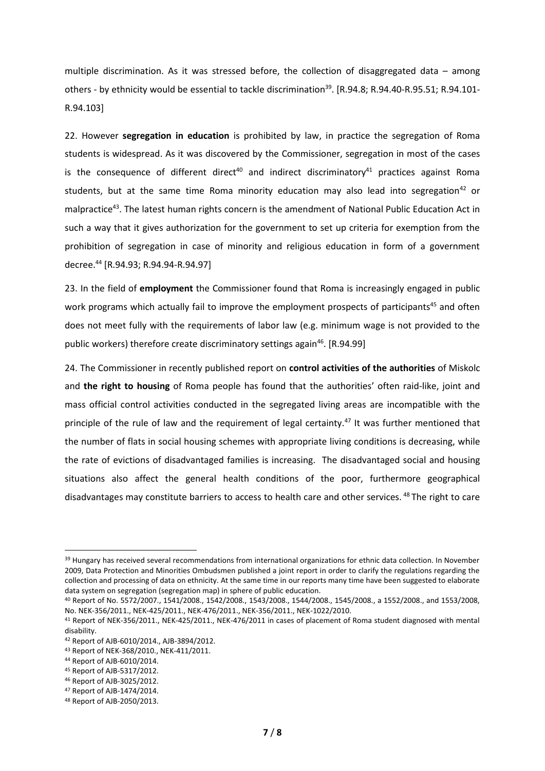multiple discrimination. As it was stressed before, the collection of disaggregated data – among others - by ethnicity would be essential to tackle discrimination[39]. [R.94.8; R.94.40-R.95.51; R.94.101-R.94.103]

22. However **segregation in education** is prohibited by law, in practice the segregation of Roma students is widespread. As it was discovered by the Commissioner, segregation in most of the cases is the consequence of different direct[40] and indirect discriminatory[41] practices against Roma students, but at the same time Roma minority education may also lead into segregation[42] or malpractice[43]. The latest human rights concern is the amendment of National Public Education Act in such a way that it gives authorization for the government to set up criteria for exemption from the prohibition of segregation in case of minority and religious education in form of a government decree.[44] [R.94.93; R.94.94-R.94.97]

23. In the field of **employment** the Commissioner found that Roma is increasingly engaged in public work programs which actually fail to improve the employment prospects of participants[45] and often does not meet fully with the requirements of labor law (e.g. minimum wage is not provided to the public workers) therefore create discriminatory settings again[46]. [R.94.99]

24. The Commissioner in recently published report on **control activities of the authorities** of Miskolc and **the right to housing** of Roma people has found that the authorities' often raid-like, joint and mass official control activities conducted in the segregated living areas are incompatible with the principle of the rule of law and the requirement of legal certainty.[47] It was further mentioned that the number of flats in social housing schemes with appropriate living conditions is decreasing, while the rate of evictions of disadvantaged families is increasing. The disadvantaged social and housing situations also affect the general health conditions of the poor, furthermore geographical disadvantages may constitute barriers to access to health care and other services.[48] The right to care

---

[39] Hungary has received several recommendations from international organizations for ethnic data collection. In November 2009, Data Protection and Minorities Ombudsmen published a joint report in order to clarify the regulations regarding the collection and processing of data on ethnicity. At the same time in our reports many time have been suggested to elaborate data system on segregation (segregation map) in sphere of public education.

[40] Report of No. 5572/2007., 1541/2008., 1542/2008., 1543/2008., 1544/2008., 1545/2008., a 1552/2008., and 1553/2008, No. NEK-356/2011., NEK-425/2011., NEK-476/2011., NEK-356/2011., NEK-1022/2010.

[41] Report of NEK-356/2011., NEK-425/2011., NEK-476/2011 in cases of placement of Roma student diagnosed with mental disability.

[42] Report of AJB-6010/2014., AJB-3894/2012.

[43] Report of NEK-368/2010., NEK-411/2011.

[44] Report of AJB-6010/2014.

[45] Report of AJB-5317/2012.

[46] Report of AJB-3025/2012.

[47] Report of AJB-1474/2014.

[48] Report of AJB-2050/2013.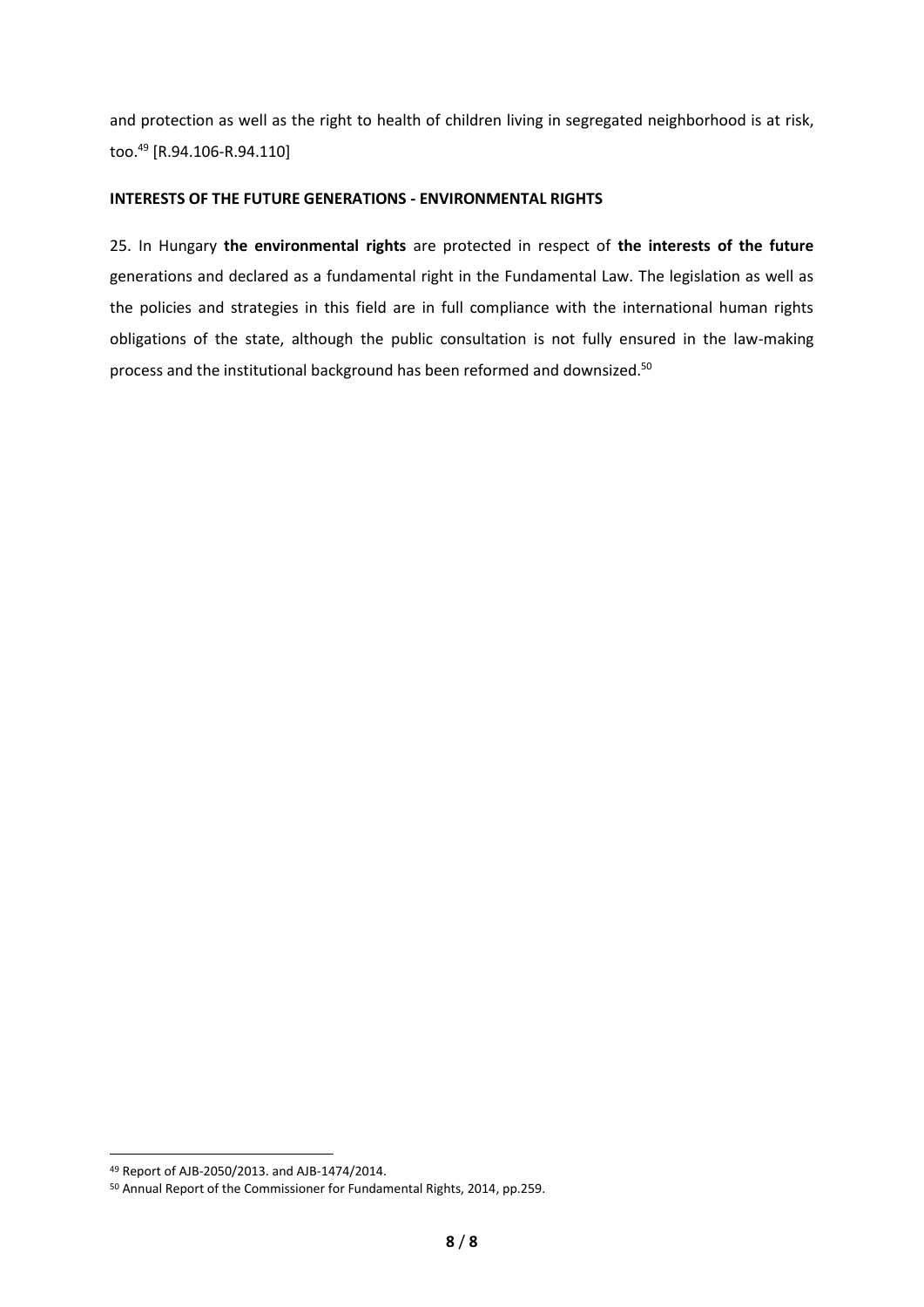and protection as well as the right to health of children living in segregated neighborhood is at risk, too.[49] [R.94.106-R.94.110]

**INTERESTS OF THE FUTURE GENERATIONS - ENVIRONMENTAL RIGHTS**

25. In Hungary **the environmental rights** are protected in respect of **the interests of the future** generations and declared as a fundamental right in the Fundamental Law. The legislation as well as the policies and strategies in this field are in full compliance with the international human rights obligations of the state, although the public consultation is not fully ensured in the law-making process and the institutional background has been reformed and downsized.[50]

---

[49] Report of AJB-2050/2013. and AJB-1474/2014.

[50] Annual Report of the Commissioner for Fundamental Rights, 2014, pp.259.